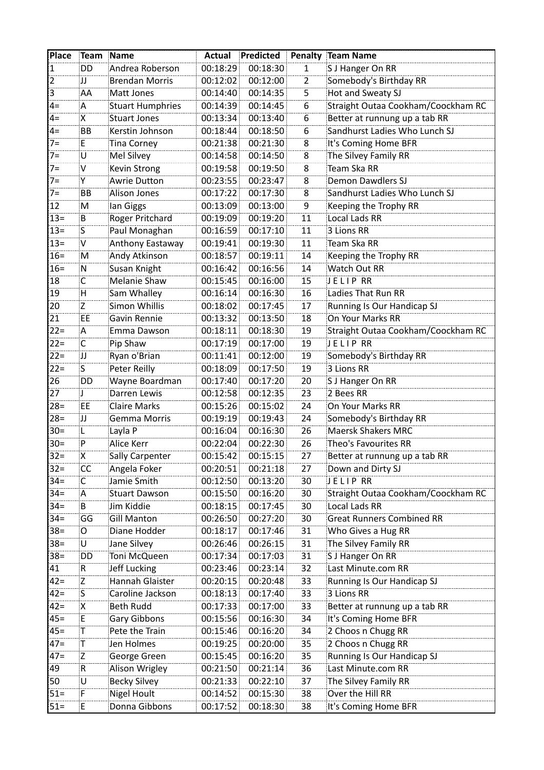| Place | Team | Name | Actual | Predicted | Penalty | Team Name |
|---|---|---|---|---|---|---|
| 1 | DD | Andrea Roberson | 00:18:29 | 00:18:30 | 1 | S J Hanger On RR |
| 2 | JJ | Brendan Morris | 00:12:02 | 00:12:00 | 2 | Somebody's Birthday RR |
| 3 | AA | Matt Jones | 00:14:40 | 00:14:35 | 5 | Hot and Sweaty SJ |
| 4= | A | Stuart Humphries | 00:14:39 | 00:14:45 | 6 | Straight Outaa Cookham/Coockham RC |
| 4= | X | Stuart Jones | 00:13:34 | 00:13:40 | 6 | Better at runnung up a tab RR |
| 4= | BB | Kerstin Johnson | 00:18:44 | 00:18:50 | 6 | Sandhurst Ladies Who Lunch SJ |
| 7= | E | Tina Corney | 00:21:38 | 00:21:30 | 8 | It's Coming Home BFR |
| 7= | U | Mel Silvey | 00:14:58 | 00:14:50 | 8 | The Silvey Family RR |
| 7= | V | Kevin Strong | 00:19:58 | 00:19:50 | 8 | Team Ska RR |
| 7= | Y | Awrie Dutton | 00:23:55 | 00:23:47 | 8 | Demon Dawdlers SJ |
| 7= | BB | Alison Jones | 00:17:22 | 00:17:30 | 8 | Sandhurst Ladies Who Lunch SJ |
| 12 | M | Ian Giggs | 00:13:09 | 00:13:00 | 9 | Keeping the Trophy RR |
| 13= | B | Roger Pritchard | 00:19:09 | 00:19:20 | 11 | Local Lads RR |
| 13= | S | Paul Monaghan | 00:16:59 | 00:17:10 | 11 | 3 Lions RR |
| 13= | V | Anthony Eastaway | 00:19:41 | 00:19:30 | 11 | Team Ska RR |
| 16= | M | Andy Atkinson | 00:18:57 | 00:19:11 | 14 | Keeping the Trophy RR |
| 16= | N | Susan Knight | 00:16:42 | 00:16:56 | 14 | Watch Out RR |
| 18 | C | Melanie Shaw | 00:15:45 | 00:16:00 | 15 | J E L I P RR |
| 19 | H | Sam Whalley | 00:16:14 | 00:16:30 | 16 | Ladies That Run RR |
| 20 | Z | Simon Whillis | 00:18:02 | 00:17:45 | 17 | Running Is Our Handicap SJ |
| 21 | EE | Gavin Rennie | 00:13:32 | 00:13:50 | 18 | On Your Marks RR |
| 22= | A | Emma Dawson | 00:18:11 | 00:18:30 | 19 | Straight Outaa Cookham/Coockham RC |
| 22= | C | Pip Shaw | 00:17:19 | 00:17:00 | 19 | J E L I P RR |
| 22= | JJ | Ryan o'Brian | 00:11:41 | 00:12:00 | 19 | Somebody's Birthday RR |
| 22= | S | Peter Reilly | 00:18:09 | 00:17:50 | 19 | 3 Lions RR |
| 26 | DD | Wayne Boardman | 00:17:40 | 00:17:20 | 20 | S J Hanger On RR |
| 27 | J | Darren Lewis | 00:12:58 | 00:12:35 | 23 | 2 Bees RR |
| 28= | EE | Claire Marks | 00:15:26 | 00:15:02 | 24 | On Your Marks RR |
| 28= | JJ | Gemma Morris | 00:19:19 | 00:19:43 | 24 | Somebody's Birthday RR |
| 30= | L | Layla P | 00:16:04 | 00:16:30 | 26 | Maersk Shakers MRC |
| 30= | P | Alice Kerr | 00:22:04 | 00:22:30 | 26 | Theo's Favourites RR |
| 32= | X | Sally Carpenter | 00:15:42 | 00:15:15 | 27 | Better at runnung up a tab RR |
| 32= | CC | Angela Foker | 00:20:51 | 00:21:18 | 27 | Down and Dirty SJ |
| 34= | C | Jamie Smith | 00:12:50 | 00:13:20 | 30 | J E L I P RR |
| 34= | A | Stuart Dawson | 00:15:50 | 00:16:20 | 30 | Straight Outaa Cookham/Coockham RC |
| 34= | B | Jim Kiddie | 00:18:15 | 00:17:45 | 30 | Local Lads RR |
| 34= | GG | Gill Manton | 00:26:50 | 00:27:20 | 30 | Great Runners Combined RR |
| 38= | O | Diane Hodder | 00:18:17 | 00:17:46 | 31 | Who Gives a Hug RR |
| 38= | U | Jane Silvey | 00:26:46 | 00:26:15 | 31 | The Silvey Family RR |
| 38= | DD | Toni McQueen | 00:17:34 | 00:17:03 | 31 | S J Hanger On RR |
| 41 | R | Jeff Lucking | 00:23:46 | 00:23:14 | 32 | Last Minute.com RR |
| 42= | Z | Hannah Glaister | 00:20:15 | 00:20:48 | 33 | Running Is Our Handicap SJ |
| 42= | S | Caroline Jackson | 00:18:13 | 00:17:40 | 33 | 3 Lions RR |
| 42= | X | Beth Rudd | 00:17:33 | 00:17:00 | 33 | Better at runnung up a tab RR |
| 45= | E | Gary Gibbons | 00:15:56 | 00:16:30 | 34 | It's Coming Home BFR |
| 45= | T | Pete the Train | 00:15:46 | 00:16:20 | 34 | 2 Choos n Chugg RR |
| 47= | T | Jen Holmes | 00:19:25 | 00:20:00 | 35 | 2 Choos n Chugg RR |
| 47= | Z | George Green | 00:15:45 | 00:16:20 | 35 | Running Is Our Handicap SJ |
| 49 | R | Alison Wrigley | 00:21:50 | 00:21:14 | 36 | Last Minute.com RR |
| 50 | U | Becky Silvey | 00:21:33 | 00:22:10 | 37 | The Silvey Family RR |
| 51= | F | Nigel Hoult | 00:14:52 | 00:15:30 | 38 | Over the Hill RR |
| 51= | E | Donna Gibbons | 00:17:52 | 00:18:30 | 38 | It's Coming Home BFR |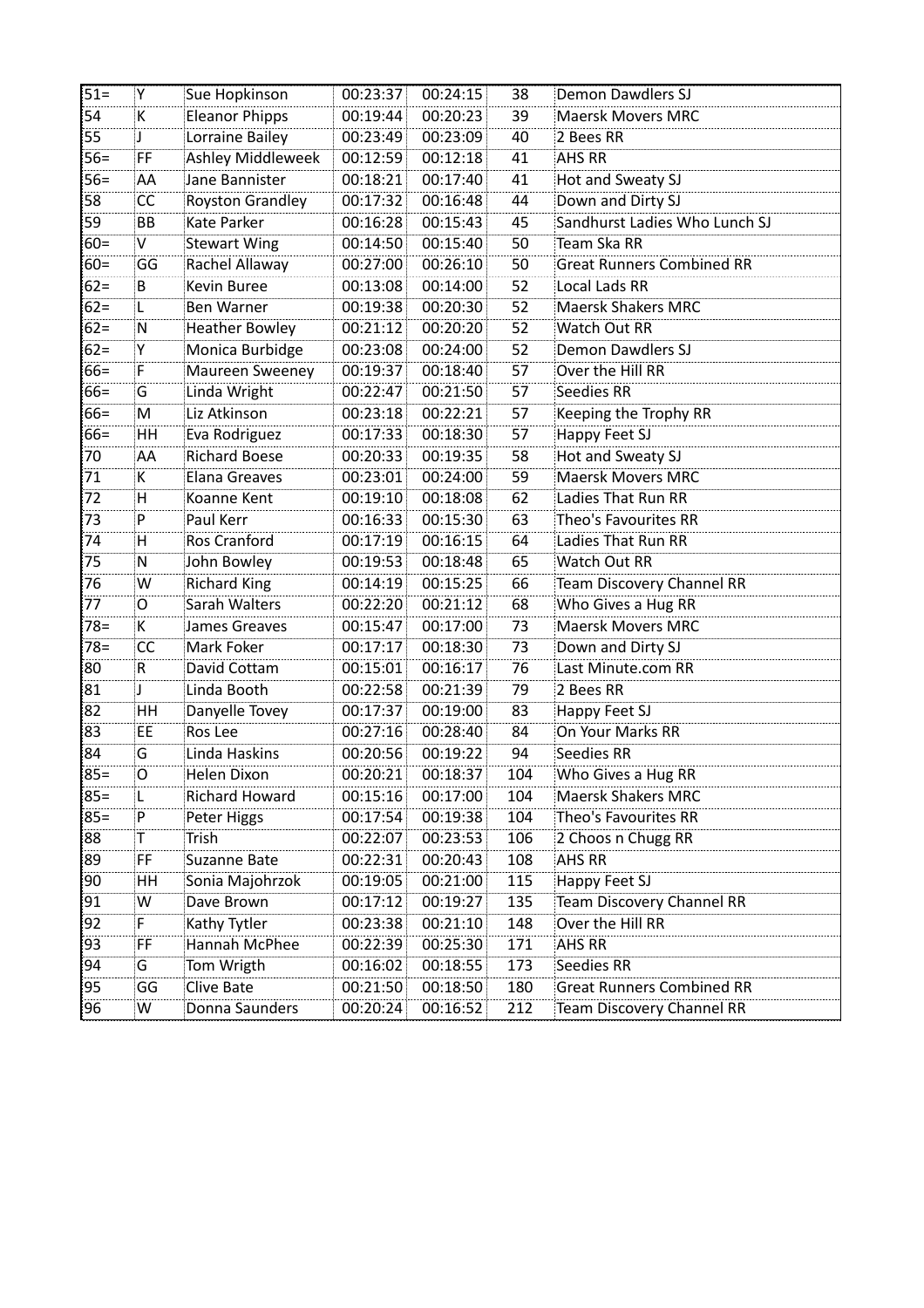| | | | | | | |
|---|---|---|---|---|---|---|
| 51= | Y | Sue Hopkinson | 00:23:37 | 00:24:15 | 38 | Demon Dawdlers SJ |
| 54 | K | Eleanor Phipps | 00:19:44 | 00:20:23 | 39 | Maersk Movers MRC |
| 55 | J | Lorraine Bailey | 00:23:49 | 00:23:09 | 40 | 2 Bees RR |
| 56= | FF | Ashley Middleweek | 00:12:59 | 00:12:18 | 41 | AHS RR |
| 56= | AA | Jane Bannister | 00:18:21 | 00:17:40 | 41 | Hot and Sweaty SJ |
| 58 | CC | Royston Grandley | 00:17:32 | 00:16:48 | 44 | Down and Dirty SJ |
| 59 | BB | Kate Parker | 00:16:28 | 00:15:43 | 45 | Sandhurst Ladies Who Lunch SJ |
| 60= | V | Stewart Wing | 00:14:50 | 00:15:40 | 50 | Team Ska RR |
| 60= | GG | Rachel Allaway | 00:27:00 | 00:26:10 | 50 | Great Runners Combined RR |
| 62= | B | Kevin Buree | 00:13:08 | 00:14:00 | 52 | Local Lads RR |
| 62= | L | Ben Warner | 00:19:38 | 00:20:30 | 52 | Maersk Shakers MRC |
| 62= | N | Heather Bowley | 00:21:12 | 00:20:20 | 52 | Watch Out RR |
| 62= | Y | Monica Burbidge | 00:23:08 | 00:24:00 | 52 | Demon Dawdlers SJ |
| 66= | F | Maureen Sweeney | 00:19:37 | 00:18:40 | 57 | Over the Hill RR |
| 66= | G | Linda Wright | 00:22:47 | 00:21:50 | 57 | Seedies RR |
| 66= | M | Liz Atkinson | 00:23:18 | 00:22:21 | 57 | Keeping the Trophy RR |
| 66= | HH | Eva Rodriguez | 00:17:33 | 00:18:30 | 57 | Happy Feet SJ |
| 70 | AA | Richard Boese | 00:20:33 | 00:19:35 | 58 | Hot and Sweaty SJ |
| 71 | K | Elana Greaves | 00:23:01 | 00:24:00 | 59 | Maersk Movers MRC |
| 72 | H | Koanne Kent | 00:19:10 | 00:18:08 | 62 | Ladies That Run RR |
| 73 | P | Paul Kerr | 00:16:33 | 00:15:30 | 63 | Theo's Favourites RR |
| 74 | H | Ros Cranford | 00:17:19 | 00:16:15 | 64 | Ladies That Run RR |
| 75 | N | John Bowley | 00:19:53 | 00:18:48 | 65 | Watch Out RR |
| 76 | W | Richard King | 00:14:19 | 00:15:25 | 66 | Team Discovery Channel RR |
| 77 | O | Sarah Walters | 00:22:20 | 00:21:12 | 68 | Who Gives a Hug RR |
| 78= | K | James Greaves | 00:15:47 | 00:17:00 | 73 | Maersk Movers MRC |
| 78= | CC | Mark Foker | 00:17:17 | 00:18:30 | 73 | Down and Dirty SJ |
| 80 | R | David Cottam | 00:15:01 | 00:16:17 | 76 | Last Minute.com RR |
| 81 | J | Linda Booth | 00:22:58 | 00:21:39 | 79 | 2 Bees RR |
| 82 | HH | Danyelle Tovey | 00:17:37 | 00:19:00 | 83 | Happy Feet SJ |
| 83 | EE | Ros Lee | 00:27:16 | 00:28:40 | 84 | On Your Marks RR |
| 84 | G | Linda Haskins | 00:20:56 | 00:19:22 | 94 | Seedies RR |
| 85= | O | Helen Dixon | 00:20:21 | 00:18:37 | 104 | Who Gives a Hug RR |
| 85= | L | Richard Howard | 00:15:16 | 00:17:00 | 104 | Maersk Shakers MRC |
| 85= | P | Peter Higgs | 00:17:54 | 00:19:38 | 104 | Theo's Favourites RR |
| 88 | T | Trish | 00:22:07 | 00:23:53 | 106 | 2 Choos n Chugg RR |
| 89 | FF | Suzanne Bate | 00:22:31 | 00:20:43 | 108 | AHS RR |
| 90 | HH | Sonia Majohrzok | 00:19:05 | 00:21:00 | 115 | Happy Feet SJ |
| 91 | W | Dave Brown | 00:17:12 | 00:19:27 | 135 | Team Discovery Channel RR |
| 92 | F | Kathy Tytler | 00:23:38 | 00:21:10 | 148 | Over the Hill RR |
| 93 | FF | Hannah McPhee | 00:22:39 | 00:25:30 | 171 | AHS RR |
| 94 | G | Tom Wrigth | 00:16:02 | 00:18:55 | 173 | Seedies RR |
| 95 | GG | Clive Bate | 00:21:50 | 00:18:50 | 180 | Great Runners Combined RR |
| 96 | W | Donna Saunders | 00:20:24 | 00:16:52 | 212 | Team Discovery Channel RR |